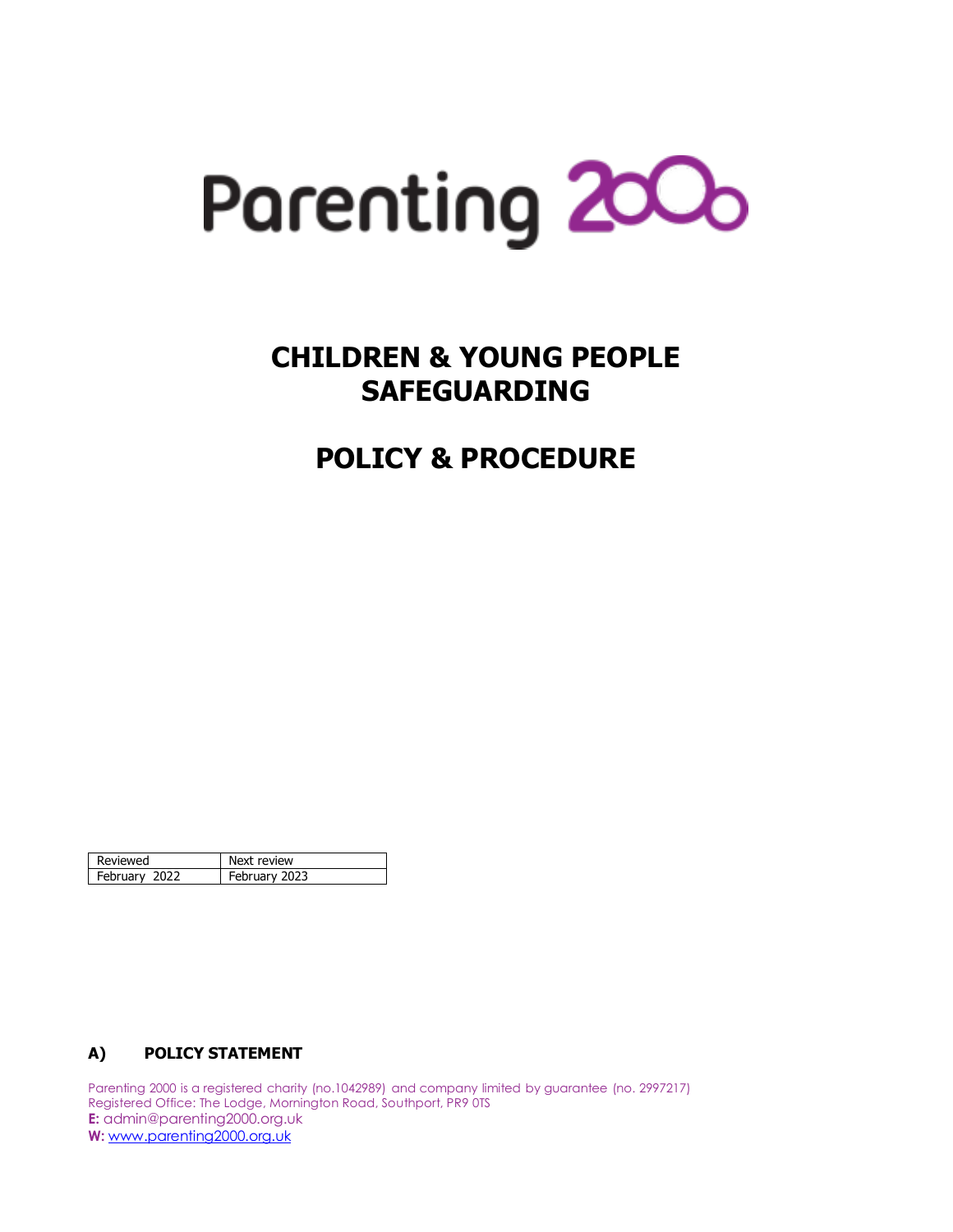Parenting 2000

# CHILDREN & YOUNG PEOPLE SAFEGUARDING

# POLICY & PROCEDURE

| Reviewed | Next review |
| --- | --- |
| February 2022 | February 2023 |

## A) POLICY STATEMENT

Parenting 2000 is a registered charity (no.1042989) and company limited by guarantee (no. 2997217)
Registered Office: The Lodge, Mornington Road, Southport, PR9 0TS
**E:** admin@parenting2000.org.uk
**W:** www.parenting2000.org.uk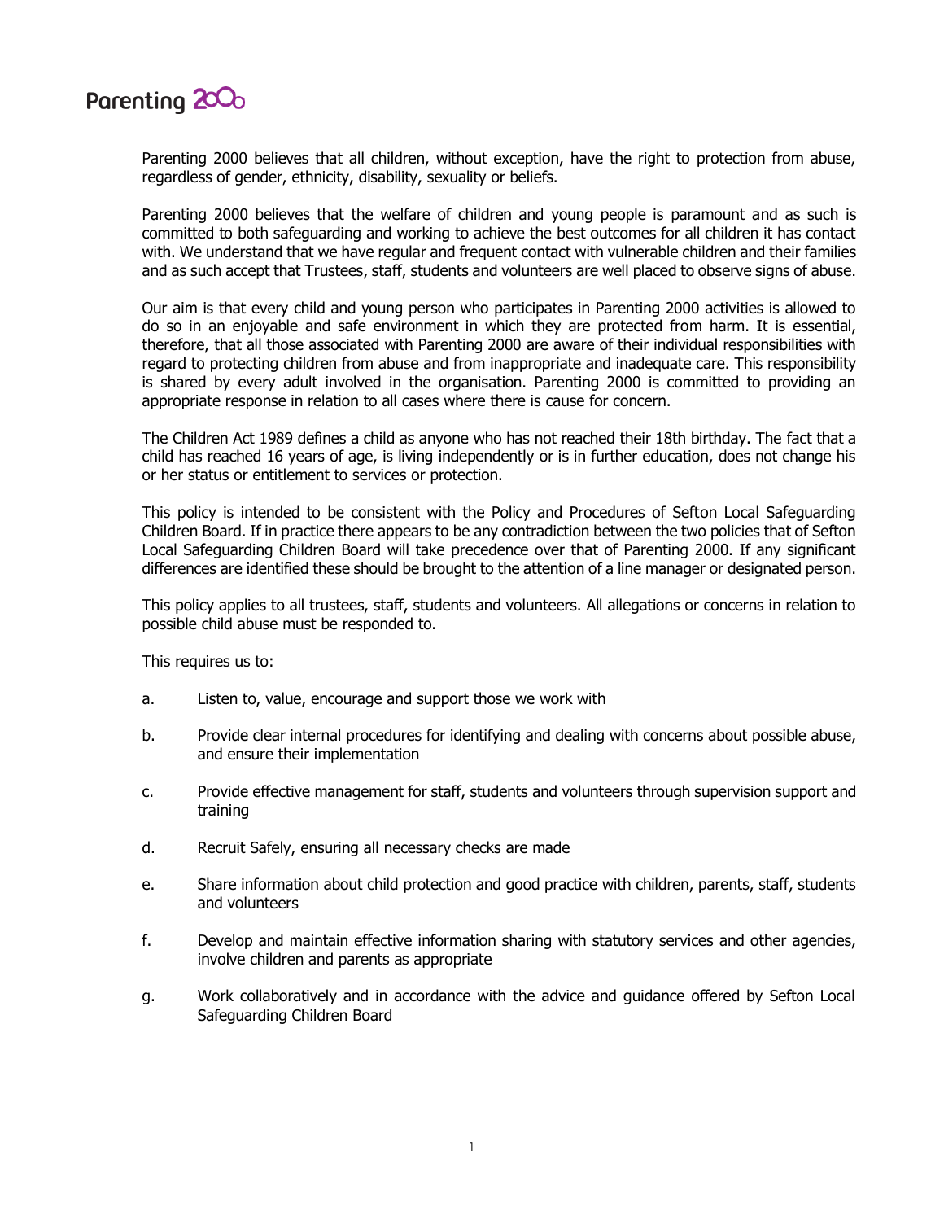Parenting 2000 believes that all children, without exception, have the right to protection from abuse, regardless of gender, ethnicity, disability, sexuality or beliefs.

Parenting 2000 believes that the welfare of children and young people is paramount and as such is committed to both safeguarding and working to achieve the best outcomes for all children it has contact with. We understand that we have regular and frequent contact with vulnerable children and their families and as such accept that Trustees, staff, students and volunteers are well placed to observe signs of abuse.

Our aim is that every child and young person who participates in Parenting 2000 activities is allowed to do so in an enjoyable and safe environment in which they are protected from harm. It is essential, therefore, that all those associated with Parenting 2000 are aware of their individual responsibilities with regard to protecting children from abuse and from inappropriate and inadequate care. This responsibility is shared by every adult involved in the organisation. Parenting 2000 is committed to providing an appropriate response in relation to all cases where there is cause for concern.

The Children Act 1989 defines a child as anyone who has not reached their 18th birthday. The fact that a child has reached 16 years of age, is living independently or is in further education, does not change his or her status or entitlement to services or protection.

This policy is intended to be consistent with the Policy and Procedures of Sefton Local Safeguarding Children Board. If in practice there appears to be any contradiction between the two policies that of Sefton Local Safeguarding Children Board will take precedence over that of Parenting 2000. If any significant differences are identified these should be brought to the attention of a line manager or designated person.

This policy applies to all trustees, staff, students and volunteers. All allegations or concerns in relation to possible child abuse must be responded to.

This requires us to:

a. Listen to, value, encourage and support those we work with

b. Provide clear internal procedures for identifying and dealing with concerns about possible abuse, and ensure their implementation

c. Provide effective management for staff, students and volunteers through supervision support and training

d. Recruit Safely, ensuring all necessary checks are made

e. Share information about child protection and good practice with children, parents, staff, students and volunteers

f. Develop and maintain effective information sharing with statutory services and other agencies, involve children and parents as appropriate

g. Work collaboratively and in accordance with the advice and guidance offered by Sefton Local Safeguarding Children Board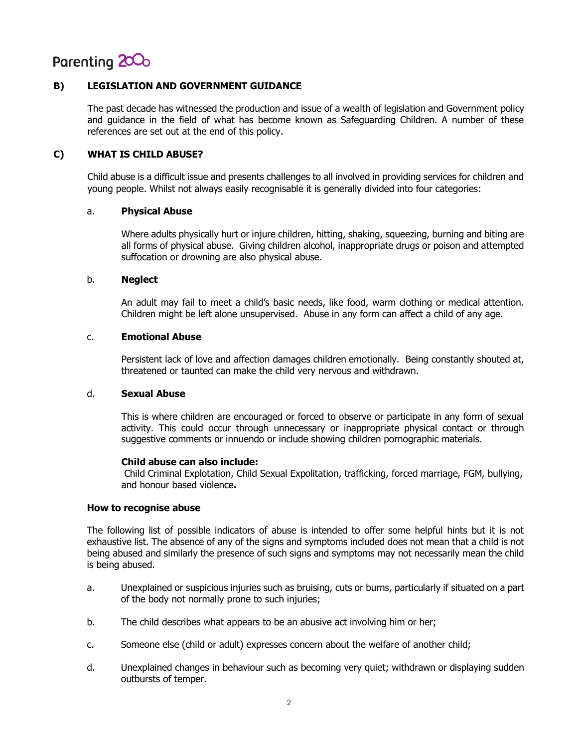## B) LEGISLATION AND GOVERNMENT GUIDANCE

The past decade has witnessed the production and issue of a wealth of legislation and Government policy and guidance in the field of what has become known as Safeguarding Children. A number of these references are set out at the end of this policy.

## C) WHAT IS CHILD ABUSE?

Child abuse is a difficult issue and presents challenges to all involved in providing services for children and young people. Whilst not always easily recognisable it is generally divided into four categories:

a. **Physical Abuse**

Where adults physically hurt or injure children, hitting, shaking, squeezing, burning and biting are all forms of physical abuse. Giving children alcohol, inappropriate drugs or poison and attempted suffocation or drowning are also physical abuse.

b. **Neglect**

An adult may fail to meet a child's basic needs, like food, warm clothing or medical attention. Children might be left alone unsupervised. Abuse in any form can affect a child of any age.

c. **Emotional Abuse**

Persistent lack of love and affection damages children emotionally. Being constantly shouted at, threatened or taunted can make the child very nervous and withdrawn.

d. **Sexual Abuse**

This is where children are encouraged or forced to observe or participate in any form of sexual activity. This could occur through unnecessary or inappropriate physical contact or through suggestive comments or innuendo or include showing children pornographic materials.

**Child abuse can also include:**
Child Criminal Explotation, Child Sexual Expolitation, trafficking, forced marriage, FGM, bullying, and honour based violence**.**

**How to recognise abuse**

The following list of possible indicators of abuse is intended to offer some helpful hints but it is not exhaustive list. The absence of any of the signs and symptoms included does not mean that a child is not being abused and similarly the presence of such signs and symptoms may not necessarily mean the child is being abused.

a. Unexplained or suspicious injuries such as bruising, cuts or burns, particularly if situated on a part of the body not normally prone to such injuries;

b. The child describes what appears to be an abusive act involving him or her;

c. Someone else (child or adult) expresses concern about the welfare of another child;

d. Unexplained changes in behaviour such as becoming very quiet; withdrawn or displaying sudden outbursts of temper.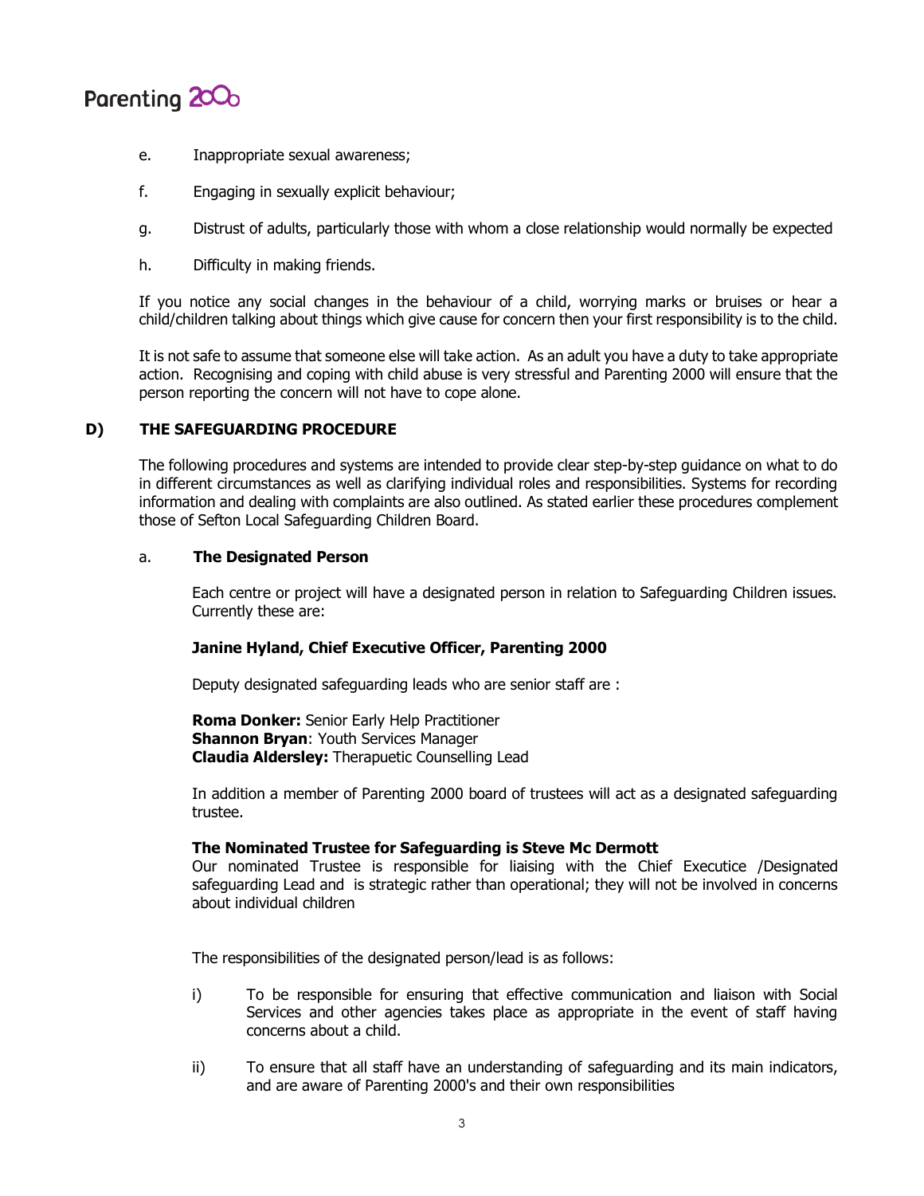e. Inappropriate sexual awareness;

f. Engaging in sexually explicit behaviour;

g. Distrust of adults, particularly those with whom a close relationship would normally be expected

h. Difficulty in making friends.

If you notice any social changes in the behaviour of a child, worrying marks or bruises or hear a child/children talking about things which give cause for concern then your first responsibility is to the child.

It is not safe to assume that someone else will take action. As an adult you have a duty to take appropriate action. Recognising and coping with child abuse is very stressful and Parenting 2000 will ensure that the person reporting the concern will not have to cope alone.

## D) THE SAFEGUARDING PROCEDURE

The following procedures and systems are intended to provide clear step-by-step guidance on what to do in different circumstances as well as clarifying individual roles and responsibilities. Systems for recording information and dealing with complaints are also outlined. As stated earlier these procedures complement those of Sefton Local Safeguarding Children Board.

### a. The Designated Person

Each centre or project will have a designated person in relation to Safeguarding Children issues. Currently these are:

**Janine Hyland, Chief Executive Officer, Parenting 2000**

Deputy designated safeguarding leads who are senior staff are :

**Roma Donker:** Senior Early Help Practitioner
**Shannon Bryan**: Youth Services Manager
**Claudia Aldersley:** Therapuetic Counselling Lead

In addition a member of Parenting 2000 board of trustees will act as a designated safeguarding trustee.

**The Nominated Trustee for Safeguarding is Steve Mc Dermott**
Our nominated Trustee is responsible for liaising with the Chief Executice /Designated safeguarding Lead and is strategic rather than operational; they will not be involved in concerns about individual children

The responsibilities of the designated person/lead is as follows:

i) To be responsible for ensuring that effective communication and liaison with Social Services and other agencies takes place as appropriate in the event of staff having concerns about a child.

ii) To ensure that all staff have an understanding of safeguarding and its main indicators, and are aware of Parenting 2000's and their own responsibilities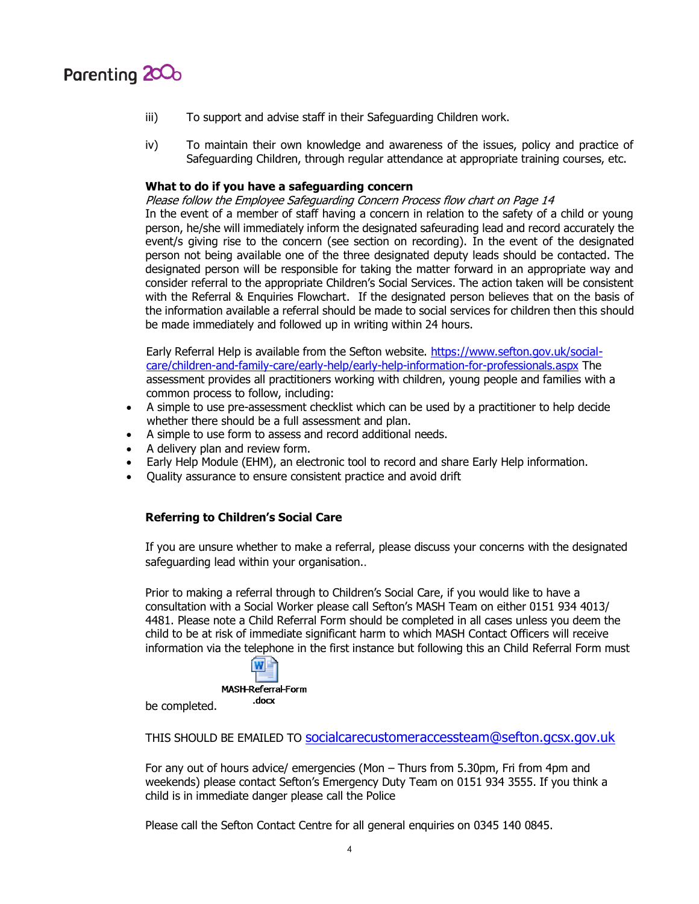iii) To support and advise staff in their Safeguarding Children work.

iv) To maintain their own knowledge and awareness of the issues, policy and practice of Safeguarding Children, through regular attendance at appropriate training courses, etc.

**What to do if you have a safeguarding concern**

*Please follow the Employee Safeguarding Concern Process flow chart on Page 14*

In the event of a member of staff having a concern in relation to the safety of a child or young person, he/she will immediately inform the designated safeurading lead and record accurately the event/s giving rise to the concern (see section on recording). In the event of the designated person not being available one of the three designated deputy leads should be contacted. The designated person will be responsible for taking the matter forward in an appropriate way and consider referral to the appropriate Children's Social Services. The action taken will be consistent with the Referral & Enquiries Flowchart. If the designated person believes that on the basis of the information available a referral should be made to social services for children then this should be made immediately and followed up in writing within 24 hours.

Early Referral Help is available from the Sefton website. https://www.sefton.gov.uk/social-care/children-and-family-care/early-help/early-help-information-for-professionals.aspx The assessment provides all practitioners working with children, young people and families with a common process to follow, including:

- A simple to use pre-assessment checklist which can be used by a practitioner to help decide whether there should be a full assessment and plan.
- A simple to use form to assess and record additional needs.
- A delivery plan and review form.
- Early Help Module (EHM), an electronic tool to record and share Early Help information.
- Quality assurance to ensure consistent practice and avoid drift

**Referring to Children's Social Care**

If you are unsure whether to make a referral, please discuss your concerns with the designated safeguarding lead within your organisation..

Prior to making a referral through to Children's Social Care, if you would like to have a consultation with a Social Worker please call Sefton's MASH Team on either 0151 934 4013/ 4481. Please note a Child Referral Form should be completed in all cases unless you deem the child to be at risk of immediate significant harm to which MASH Contact Officers will receive information via the telephone in the first instance but following this an Child Referral Form must be completed.

MASH-Referral-Form.docx

THIS SHOULD BE EMAILED TO socialcarecustomeraccessteam@sefton.gcsx.gov.uk

For any out of hours advice/ emergencies (Mon – Thurs from 5.30pm, Fri from 4pm and weekends) please contact Sefton's Emergency Duty Team on 0151 934 3555. If you think a child is in immediate danger please call the Police

Please call the Sefton Contact Centre for all general enquiries on 0345 140 0845.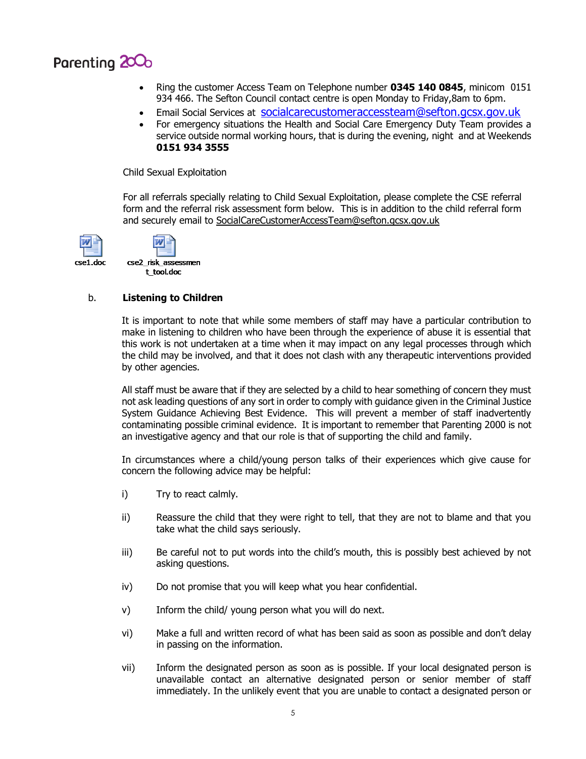- Ring the customer Access Team on Telephone number **0345 140 0845**, minicom 0151 934 466. The Sefton Council contact centre is open Monday to Friday,8am to 6pm.
- Email Social Services at socialcarecustomeraccessteam@sefton.gcsx.gov.uk
- For emergency situations the Health and Social Care Emergency Duty Team provides a service outside normal working hours, that is during the evening, night and at Weekends **0151 934 3555**

Child Sexual Exploitation

For all referrals specially relating to Child Sexual Exploitation, please complete the CSE referral form and the referral risk assessment form below. This is in addition to the child referral form and securely email to SocialCareCustomerAccessTeam@sefton.gcsx.gov.uk

cse1.doc    cse2_risk_assessment_tool.doc

b. **Listening to Children**

It is important to note that while some members of staff may have a particular contribution to make in listening to children who have been through the experience of abuse it is essential that this work is not undertaken at a time when it may impact on any legal processes through which the child may be involved, and that it does not clash with any therapeutic interventions provided by other agencies.

All staff must be aware that if they are selected by a child to hear something of concern they must not ask leading questions of any sort in order to comply with guidance given in the Criminal Justice System Guidance Achieving Best Evidence. This will prevent a member of staff inadvertently contaminating possible criminal evidence. It is important to remember that Parenting 2000 is not an investigative agency and that our role is that of supporting the child and family.

In circumstances where a child/young person talks of their experiences which give cause for concern the following advice may be helpful:

i) Try to react calmly.

ii) Reassure the child that they were right to tell, that they are not to blame and that you take what the child says seriously.

iii) Be careful not to put words into the child's mouth, this is possibly best achieved by not asking questions.

iv) Do not promise that you will keep what you hear confidential.

v) Inform the child/ young person what you will do next.

vi) Make a full and written record of what has been said as soon as possible and don't delay in passing on the information.

vii) Inform the designated person as soon as is possible. If your local designated person is unavailable contact an alternative designated person or senior member of staff immediately. In the unlikely event that you are unable to contact a designated person or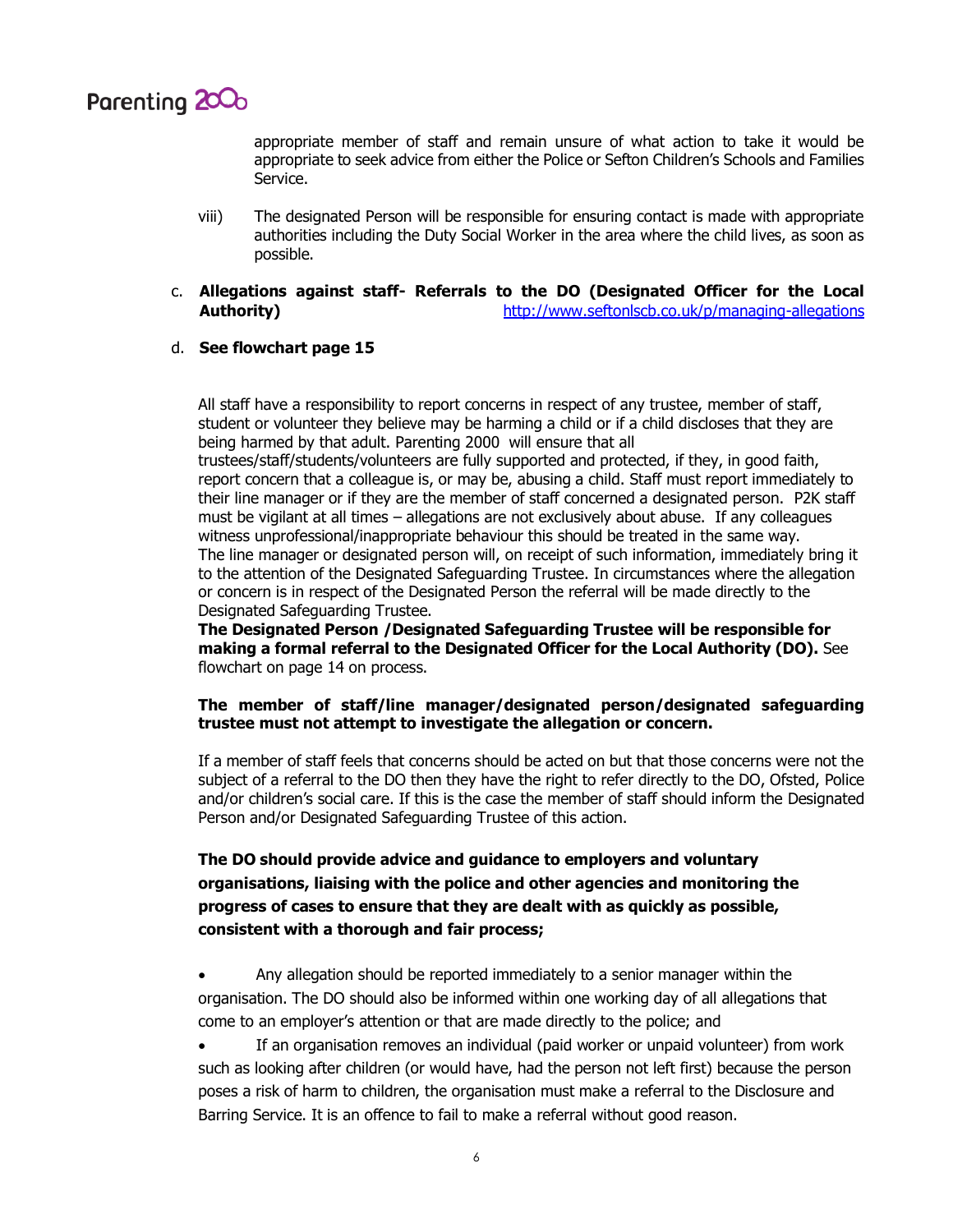appropriate member of staff and remain unsure of what action to take it would be appropriate to seek advice from either the Police or Sefton Children's Schools and Families Service.

viii) The designated Person will be responsible for ensuring contact is made with appropriate authorities including the Duty Social Worker in the area where the child lives, as soon as possible.

c. **Allegations against staff- Referrals to the DO (Designated Officer for the Local Authority)** http://www.seftonlscb.co.uk/p/managing-allegations

d. **See flowchart page 15**

All staff have a responsibility to report concerns in respect of any trustee, member of staff, student or volunteer they believe may be harming a child or if a child discloses that they are being harmed by that adult. Parenting 2000 will ensure that all trustees/staff/students/volunteers are fully supported and protected, if they, in good faith, report concern that a colleague is, or may be, abusing a child. Staff must report immediately to their line manager or if they are the member of staff concerned a designated person. P2K staff must be vigilant at all times – allegations are not exclusively about abuse. If any colleagues witness unprofessional/inappropriate behaviour this should be treated in the same way. The line manager or designated person will, on receipt of such information, immediately bring it to the attention of the Designated Safeguarding Trustee. In circumstances where the allegation or concern is in respect of the Designated Person the referral will be made directly to the Designated Safeguarding Trustee.
**The Designated Person /Designated Safeguarding Trustee will be responsible for making a formal referral to the Designated Officer for the Local Authority (DO).** See flowchart on page 14 on process.

**The member of staff/line manager/designated person/designated safeguarding trustee must not attempt to investigate the allegation or concern.**

If a member of staff feels that concerns should be acted on but that those concerns were not the subject of a referral to the DO then they have the right to refer directly to the DO, Ofsted, Police and/or children's social care. If this is the case the member of staff should inform the Designated Person and/or Designated Safeguarding Trustee of this action.

**The DO should provide advice and guidance to employers and voluntary organisations, liaising with the police and other agencies and monitoring the progress of cases to ensure that they are dealt with as quickly as possible, consistent with a thorough and fair process;**

- Any allegation should be reported immediately to a senior manager within the organisation. The DO should also be informed within one working day of all allegations that come to an employer's attention or that are made directly to the police; and
- If an organisation removes an individual (paid worker or unpaid volunteer) from work such as looking after children (or would have, had the person not left first) because the person poses a risk of harm to children, the organisation must make a referral to the Disclosure and Barring Service. It is an offence to fail to make a referral without good reason.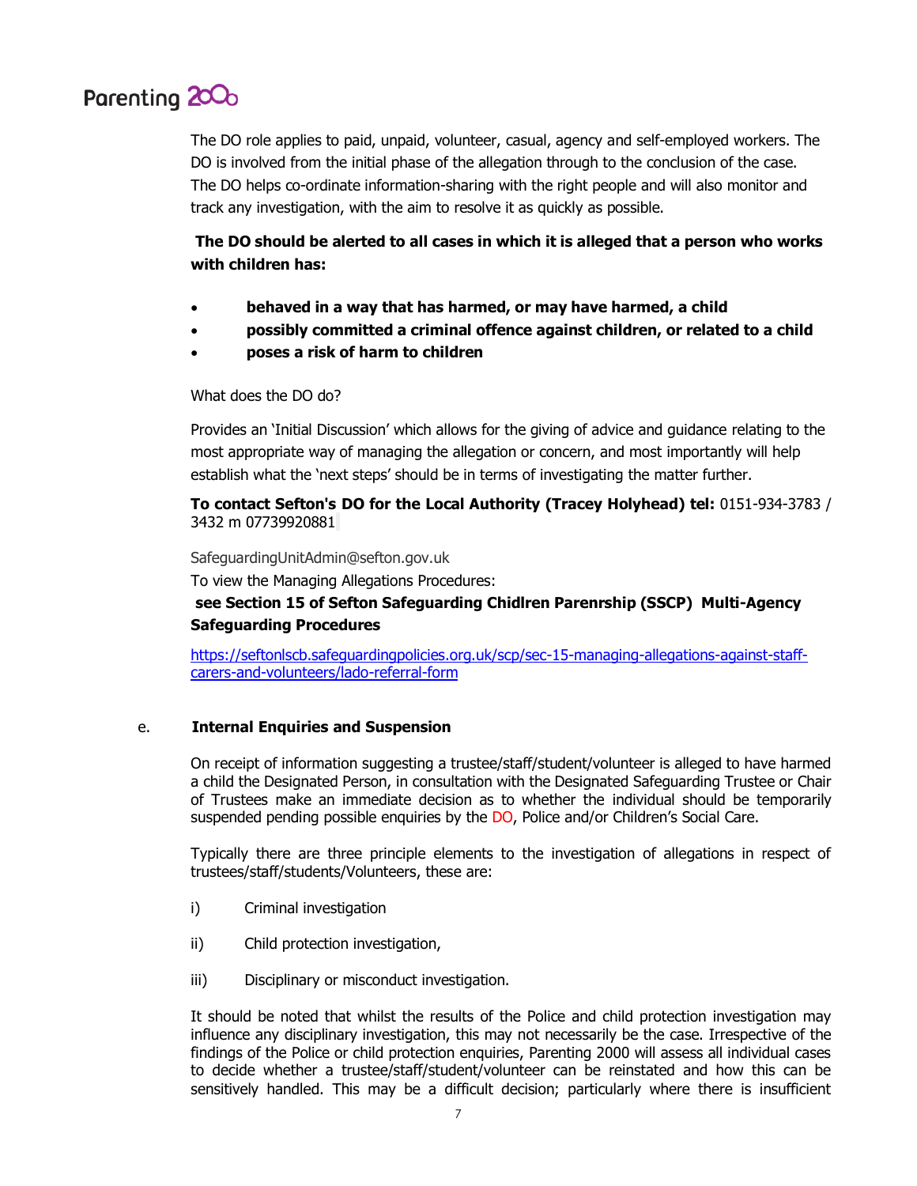The DO role applies to paid, unpaid, volunteer, casual, agency and self-employed workers. The DO is involved from the initial phase of the allegation through to the conclusion of the case. The DO helps co-ordinate information-sharing with the right people and will also monitor and track any investigation, with the aim to resolve it as quickly as possible.

**The DO should be alerted to all cases in which it is alleged that a person who works with children has:**

- **behaved in a way that has harmed, or may have harmed, a child**
- **possibly committed a criminal offence against children, or related to a child**
- **poses a risk of harm to children**

What does the DO do?

Provides an 'Initial Discussion' which allows for the giving of advice and guidance relating to the most appropriate way of managing the allegation or concern, and most importantly will help establish what the 'next steps' should be in terms of investigating the matter further.

**To contact Sefton's DO for the Local Authority (Tracey Holyhead) tel:** 0151-934-3783 / 3432 m 07739920881

SafeguardingUnitAdmin@sefton.gov.uk

To view the Managing Allegations Procedures:

**see Section 15 of Sefton Safeguarding Chidlren Parenrship (SSCP) Multi-Agency Safeguarding Procedures**

https://seftonlscb.safeguardingpolicies.org.uk/scp/sec-15-managing-allegations-against-staff-carers-and-volunteers/lado-referral-form

## e. Internal Enquiries and Suspension

On receipt of information suggesting a trustee/staff/student/volunteer is alleged to have harmed a child the Designated Person, in consultation with the Designated Safeguarding Trustee or Chair of Trustees make an immediate decision as to whether the individual should be temporarily suspended pending possible enquiries by the DO, Police and/or Children's Social Care.

Typically there are three principle elements to the investigation of allegations in respect of trustees/staff/students/Volunteers, these are:

i) Criminal investigation

ii) Child protection investigation,

iii) Disciplinary or misconduct investigation.

It should be noted that whilst the results of the Police and child protection investigation may influence any disciplinary investigation, this may not necessarily be the case. Irrespective of the findings of the Police or child protection enquiries, Parenting 2000 will assess all individual cases to decide whether a trustee/staff/student/volunteer can be reinstated and how this can be sensitively handled. This may be a difficult decision; particularly where there is insufficient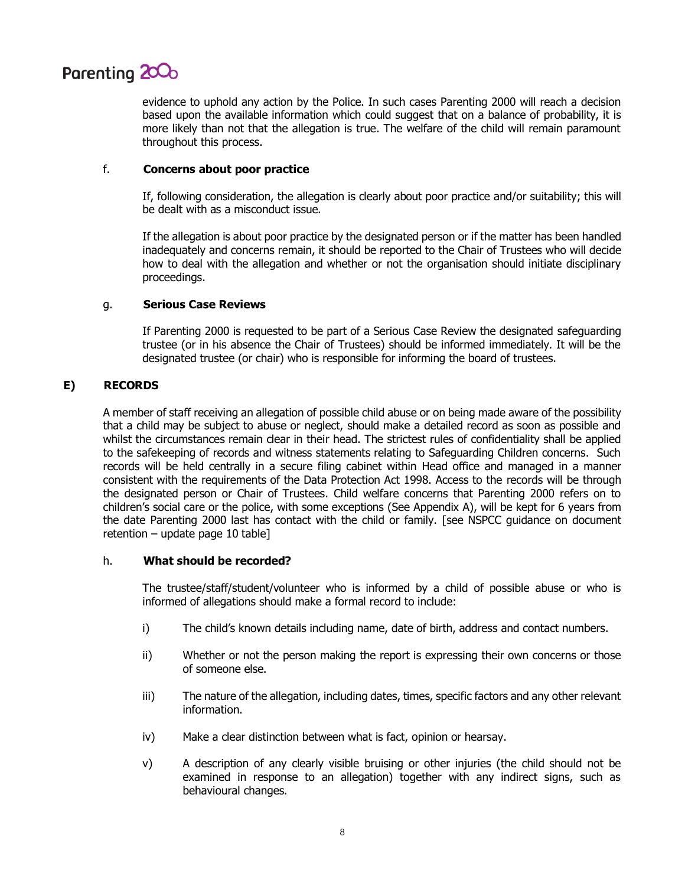evidence to uphold any action by the Police. In such cases Parenting 2000 will reach a decision based upon the available information which could suggest that on a balance of probability, it is more likely than not that the allegation is true. The welfare of the child will remain paramount throughout this process.

### f. Concerns about poor practice

If, following consideration, the allegation is clearly about poor practice and/or suitability; this will be dealt with as a misconduct issue.

If the allegation is about poor practice by the designated person or if the matter has been handled inadequately and concerns remain, it should be reported to the Chair of Trustees who will decide how to deal with the allegation and whether or not the organisation should initiate disciplinary proceedings.

### g. Serious Case Reviews

If Parenting 2000 is requested to be part of a Serious Case Review the designated safeguarding trustee (or in his absence the Chair of Trustees) should be informed immediately. It will be the designated trustee (or chair) who is responsible for informing the board of trustees.

## E) RECORDS

A member of staff receiving an allegation of possible child abuse or on being made aware of the possibility that a child may be subject to abuse or neglect, should make a detailed record as soon as possible and whilst the circumstances remain clear in their head. The strictest rules of confidentiality shall be applied to the safekeeping of records and witness statements relating to Safeguarding Children concerns. Such records will be held centrally in a secure filing cabinet within Head office and managed in a manner consistent with the requirements of the Data Protection Act 1998. Access to the records will be through the designated person or Chair of Trustees. Child welfare concerns that Parenting 2000 refers on to children's social care or the police, with some exceptions (See Appendix A), will be kept for 6 years from the date Parenting 2000 last has contact with the child or family. [see NSPCC guidance on document retention – update page 10 table]

### h. What should be recorded?

The trustee/staff/student/volunteer who is informed by a child of possible abuse or who is informed of allegations should make a formal record to include:

i) The child's known details including name, date of birth, address and contact numbers.

ii) Whether or not the person making the report is expressing their own concerns or those of someone else.

iii) The nature of the allegation, including dates, times, specific factors and any other relevant information.

iv) Make a clear distinction between what is fact, opinion or hearsay.

v) A description of any clearly visible bruising or other injuries (the child should not be examined in response to an allegation) together with any indirect signs, such as behavioural changes.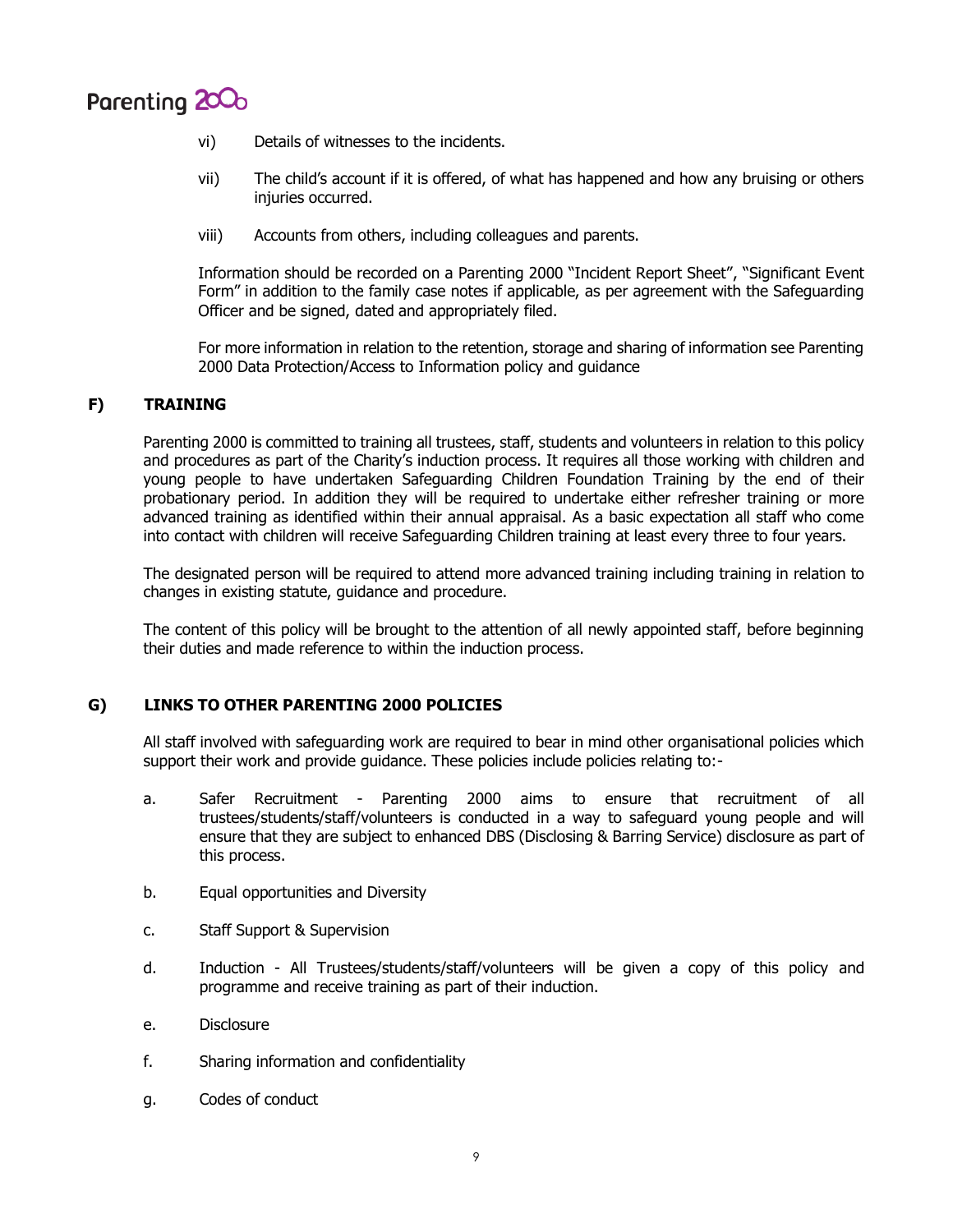vi) Details of witnesses to the incidents.

vii) The child's account if it is offered, of what has happened and how any bruising or others injuries occurred.

viii) Accounts from others, including colleagues and parents.

Information should be recorded on a Parenting 2000 "Incident Report Sheet", "Significant Event Form" in addition to the family case notes if applicable, as per agreement with the Safeguarding Officer and be signed, dated and appropriately filed.

For more information in relation to the retention, storage and sharing of information see Parenting 2000 Data Protection/Access to Information policy and guidance

## F) TRAINING

Parenting 2000 is committed to training all trustees, staff, students and volunteers in relation to this policy and procedures as part of the Charity's induction process. It requires all those working with children and young people to have undertaken Safeguarding Children Foundation Training by the end of their probationary period. In addition they will be required to undertake either refresher training or more advanced training as identified within their annual appraisal. As a basic expectation all staff who come into contact with children will receive Safeguarding Children training at least every three to four years.

The designated person will be required to attend more advanced training including training in relation to changes in existing statute, guidance and procedure.

The content of this policy will be brought to the attention of all newly appointed staff, before beginning their duties and made reference to within the induction process.

## G) LINKS TO OTHER PARENTING 2000 POLICIES

All staff involved with safeguarding work are required to bear in mind other organisational policies which support their work and provide guidance. These policies include policies relating to:-

a. Safer Recruitment - Parenting 2000 aims to ensure that recruitment of all trustees/students/staff/volunteers is conducted in a way to safeguard young people and will ensure that they are subject to enhanced DBS (Disclosing & Barring Service) disclosure as part of this process.

b. Equal opportunities and Diversity

c. Staff Support & Supervision

d. Induction - All Trustees/students/staff/volunteers will be given a copy of this policy and programme and receive training as part of their induction.

e. Disclosure

f. Sharing information and confidentiality

g. Codes of conduct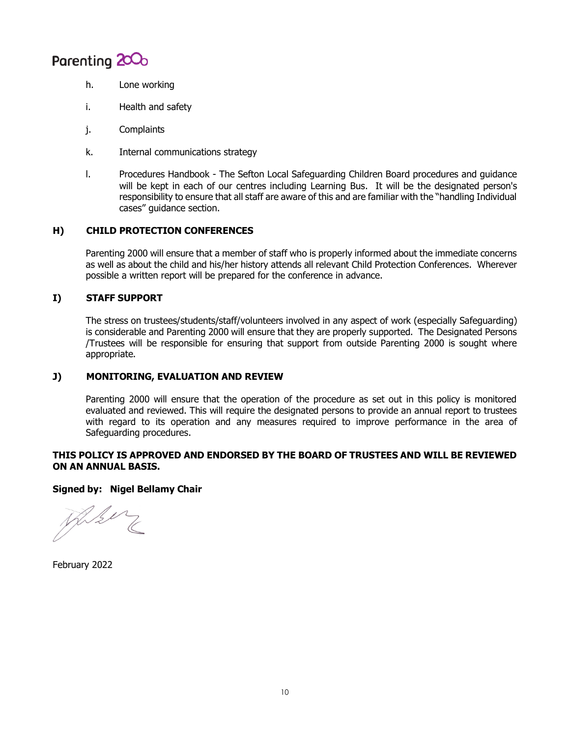h. Lone working

i. Health and safety

j. Complaints

k. Internal communications strategy

l. Procedures Handbook - The Sefton Local Safeguarding Children Board procedures and guidance will be kept in each of our centres including Learning Bus. It will be the designated person's responsibility to ensure that all staff are aware of this and are familiar with the "handling Individual cases" guidance section.

## H) CHILD PROTECTION CONFERENCES

Parenting 2000 will ensure that a member of staff who is properly informed about the immediate concerns as well as about the child and his/her history attends all relevant Child Protection Conferences. Wherever possible a written report will be prepared for the conference in advance.

## I) STAFF SUPPORT

The stress on trustees/students/staff/volunteers involved in any aspect of work (especially Safeguarding) is considerable and Parenting 2000 will ensure that they are properly supported. The Designated Persons /Trustees will be responsible for ensuring that support from outside Parenting 2000 is sought where appropriate.

## J) MONITORING, EVALUATION AND REVIEW

Parenting 2000 will ensure that the operation of the procedure as set out in this policy is monitored evaluated and reviewed. This will require the designated persons to provide an annual report to trustees with regard to its operation and any measures required to improve performance in the area of Safeguarding procedures.

**THIS POLICY IS APPROVED AND ENDORSED BY THE BOARD OF TRUSTEES AND WILL BE REVIEWED ON AN ANNUAL BASIS.**

**Signed by: Nigel Bellamy Chair**

February 2022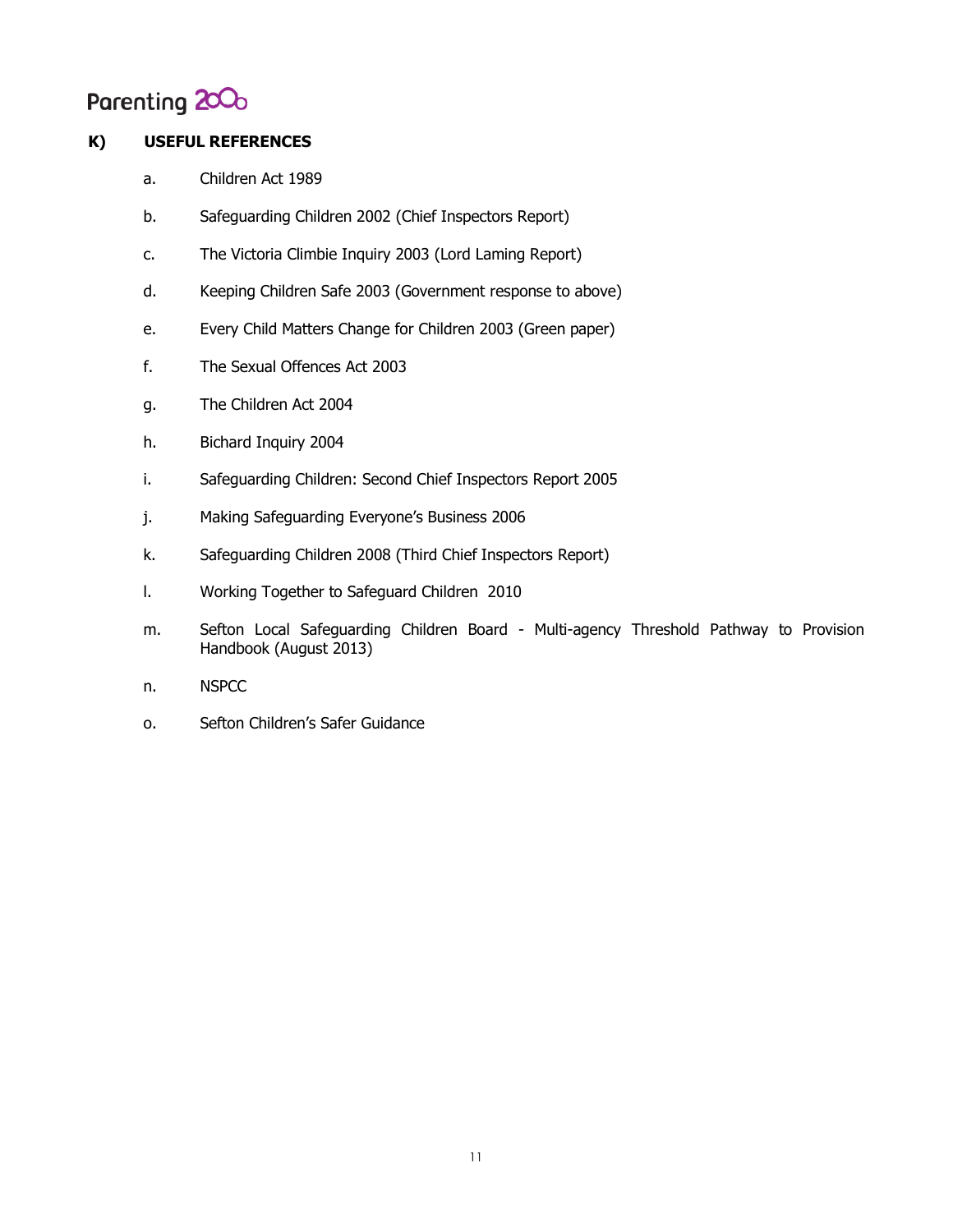## K) USEFUL REFERENCES

a. Children Act 1989

b. Safeguarding Children 2002 (Chief Inspectors Report)

c. The Victoria Climbie Inquiry 2003 (Lord Laming Report)

d. Keeping Children Safe 2003 (Government response to above)

e. Every Child Matters Change for Children 2003 (Green paper)

f. The Sexual Offences Act 2003

g. The Children Act 2004

h. Bichard Inquiry 2004

i. Safeguarding Children: Second Chief Inspectors Report 2005

j. Making Safeguarding Everyone's Business 2006

k. Safeguarding Children 2008 (Third Chief Inspectors Report)

l. Working Together to Safeguard Children 2010

m. Sefton Local Safeguarding Children Board - Multi-agency Threshold Pathway to Provision Handbook (August 2013)

n. NSPCC

o. Sefton Children's Safer Guidance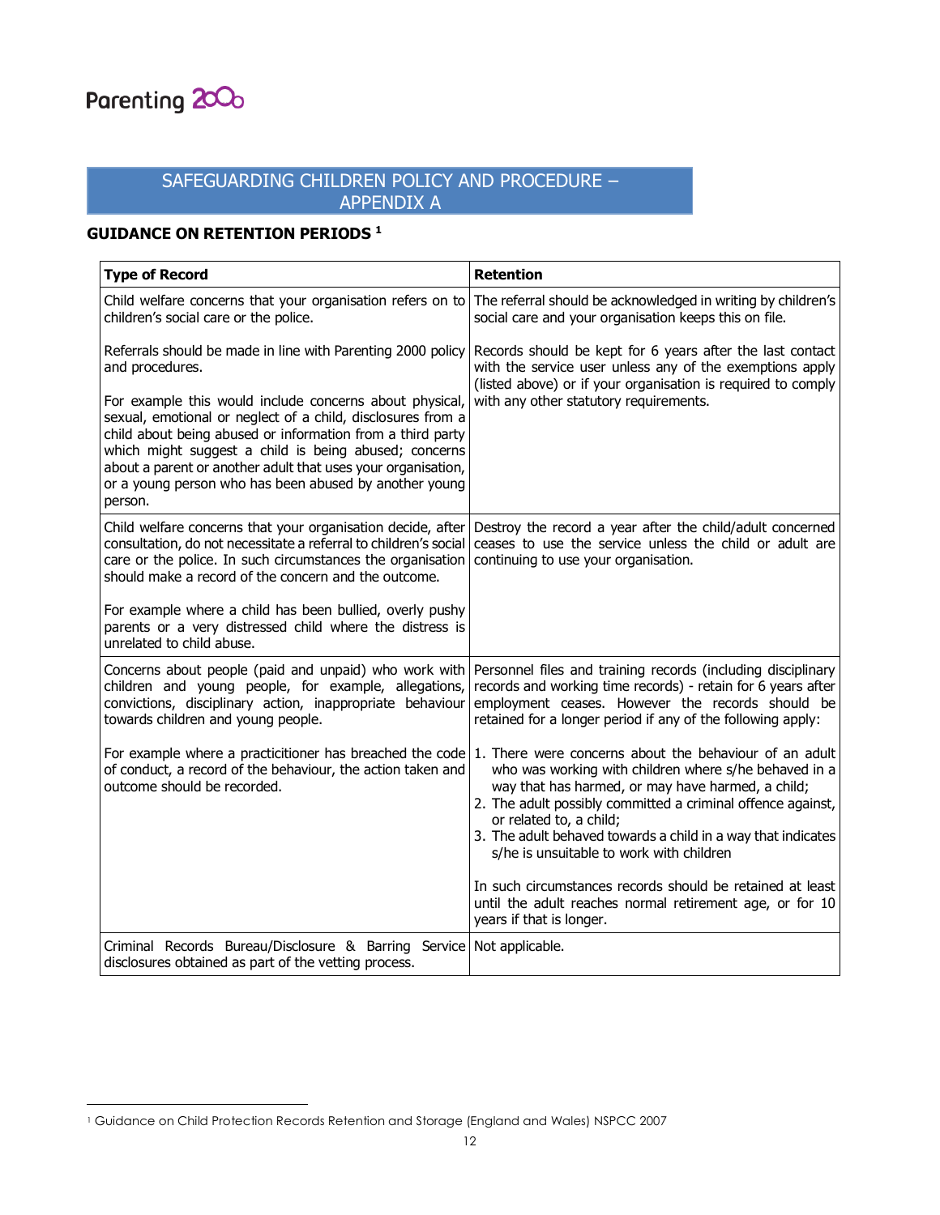Parenting 2000

# SAFEGUARDING CHILDREN POLICY AND PROCEDURE – APPENDIX A

## GUIDANCE ON RETENTION PERIODS [1]

| Type of Record | Retention |
|---|---|
| Child welfare concerns that your organisation refers on to children's social care or the police.<br><br>Referrals should be made in line with Parenting 2000 policy and procedures.<br><br>For example this would include concerns about physical, sexual, emotional or neglect of a child, disclosures from a child about being abused or information from a third party which might suggest a child is being abused; concerns about a parent or another adult that uses your organisation, or a young person who has been abused by another young person. | The referral should be acknowledged in writing by children's social care and your organisation keeps this on file.<br><br>Records should be kept for 6 years after the last contact with the service user unless any of the exemptions apply (listed above) or if your organisation is required to comply with any other statutory requirements. |
| Child welfare concerns that your organisation decide, after consultation, do not necessitate a referral to children's social care or the police. In such circumstances the organisation should make a record of the concern and the outcome.<br><br>For example where a child has been bullied, overly pushy parents or a very distressed child where the distress is unrelated to child abuse. | Destroy the record a year after the child/adult concerned ceases to use the service unless the child or adult are continuing to use your organisation. |
| Concerns about people (paid and unpaid) who work with children and young people, for example, allegations, convictions, disciplinary action, inappropriate behaviour towards children and young people.<br><br>For example where a practicitioner has breached the code of conduct, a record of the behaviour, the action taken and outcome should be recorded. | Personnel files and training records (including disciplinary records and working time records) - retain for 6 years after employment ceases. However the records should be retained for a longer period if any of the following apply:<br><br>1. There were concerns about the behaviour of an adult who was working with children where s/he behaved in a way that has harmed, or may have harmed, a child;<br>2. The adult possibly committed a criminal offence against, or related to, a child;<br>3. The adult behaved towards a child in a way that indicates s/he is unsuitable to work with children<br><br>In such circumstances records should be retained at least until the adult reaches normal retirement age, or for 10 years if that is longer. |
| Criminal Records Bureau/Disclosure & Barring Service disclosures obtained as part of the vetting process. | Not applicable. |

[1] Guidance on Child Protection Records Retention and Storage (England and Wales) NSPCC 2007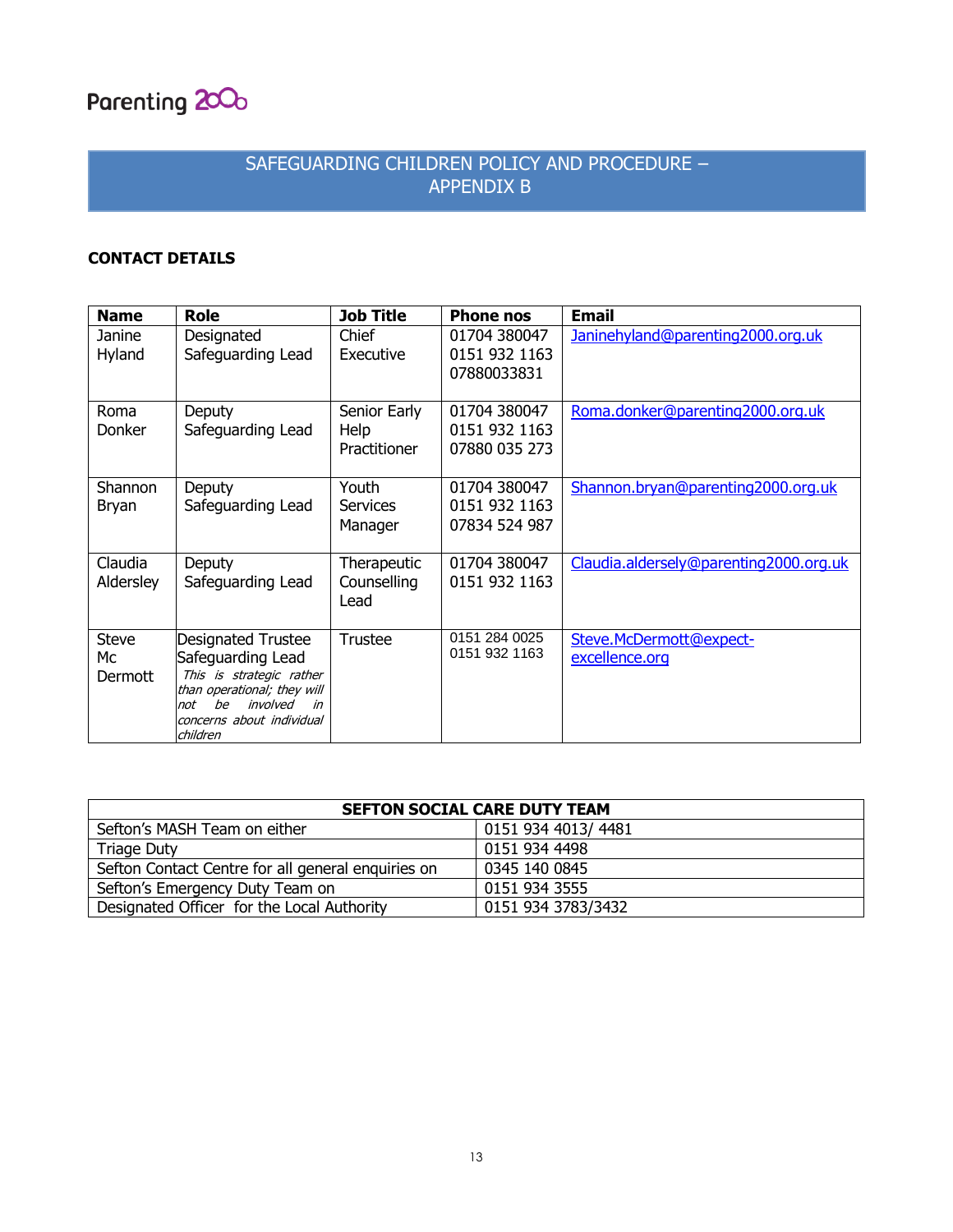Parenting 2000

# SAFEGUARDING CHILDREN POLICY AND PROCEDURE – APPENDIX B

**CONTACT DETAILS**

| Name | Role | Job Title | Phone nos | Email |
|---|---|---|---|---|
| Janine Hyland | Designated Safeguarding Lead | Chief Executive | 01704 380047<br>0151 932 1163<br>07880033831 | Janinehyland@parenting2000.org.uk |
| Roma Donker | Deputy Safeguarding Lead | Senior Early Help Practitioner | 01704 380047<br>0151 932 1163<br>07880 035 273 | Roma.donker@parenting2000.org.uk |
| Shannon Bryan | Deputy Safeguarding Lead | Youth Services Manager | 01704 380047<br>0151 932 1163<br>07834 524 987 | Shannon.bryan@parenting2000.org.uk |
| Claudia Aldersley | Deputy Safeguarding Lead | Therapeutic Counselling Lead | 01704 380047<br>0151 932 1163 | Claudia.aldersely@parenting2000.org.uk |
| Steve Mc Dermott | Designated Trustee Safeguarding Lead<br>*This is strategic rather than operational; they will not be involved in concerns about individual children* | Trustee | 0151 284 0025<br>0151 932 1163 | Steve.McDermott@expect-excellence.org |

| SEFTON SOCIAL CARE DUTY TEAM | |
|---|---|
| Sefton's MASH Team on either | 0151 934 4013/ 4481 |
| Triage Duty | 0151 934 4498 |
| Sefton Contact Centre for all general enquiries on | 0345 140 0845 |
| Sefton's Emergency Duty Team on | 0151 934 3555 |
| Designated Officer for the Local Authority | 0151 934 3783/3432 |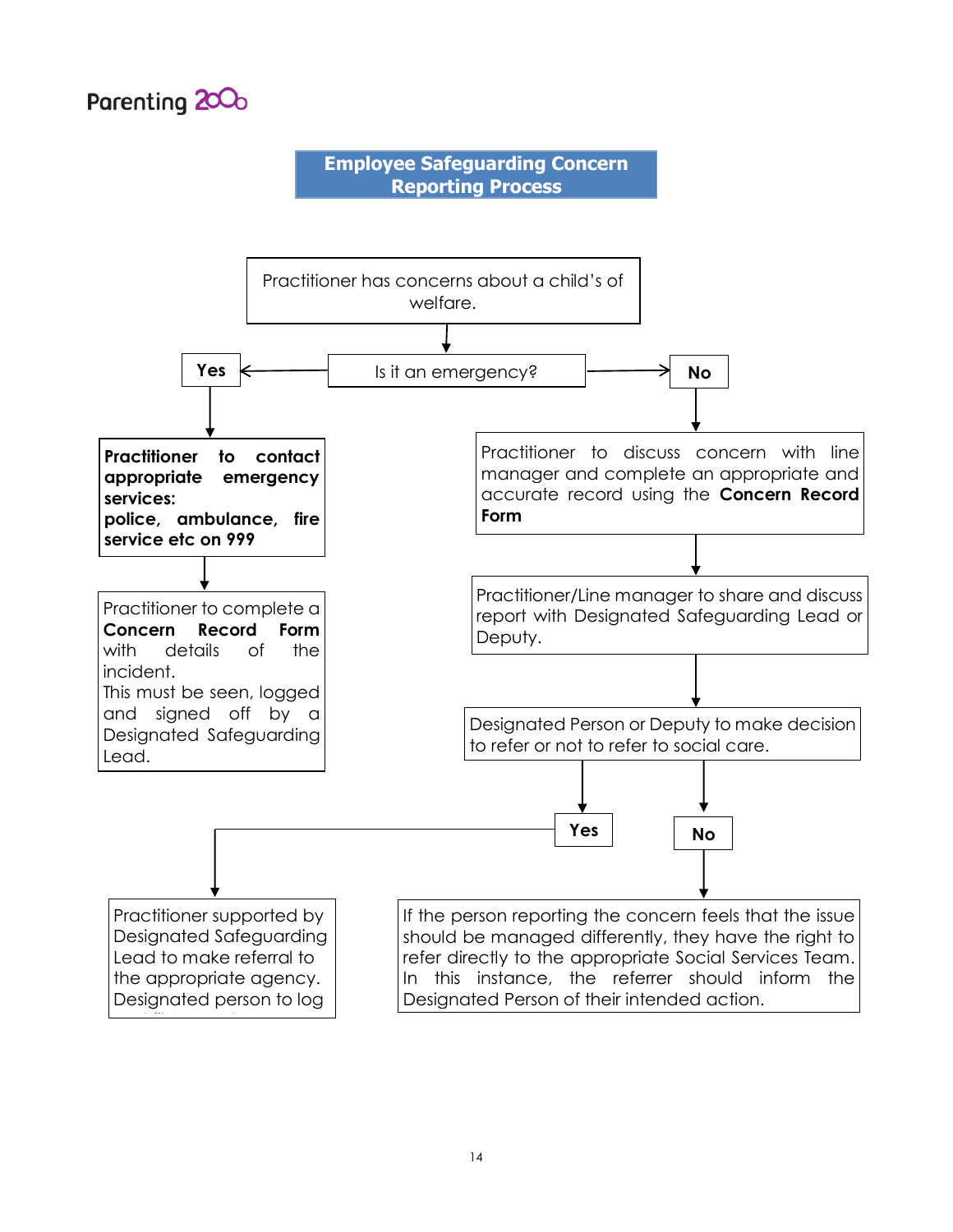Parenting 2000

# Employee Safeguarding Concern Reporting Process

Practitioner has concerns about a child's of welfare.

**Is it an emergency?**

**Yes**

**Practitioner to contact appropriate emergency services: police, ambulance, fire service etc on 999**

Practitioner to complete a **Concern Record Form** with details of the incident.
This must be seen, logged and signed off by a Designated Safeguarding Lead.

**No**

Practitioner to discuss concern with line manager and complete an appropriate and accurate record using the **Concern Record Form**

Practitioner/Line manager to share and discuss report with Designated Safeguarding Lead or Deputy.

Designated Person or Deputy to make decision to refer or not to refer to social care.

**Yes**

Practitioner supported by Designated Safeguarding Lead to make referral to the appropriate agency. Designated person to log

**No**

If the person reporting the concern feels that the issue should be managed differently, they have the right to refer directly to the appropriate Social Services Team. In this instance, the referrer should inform the Designated Person of their intended action.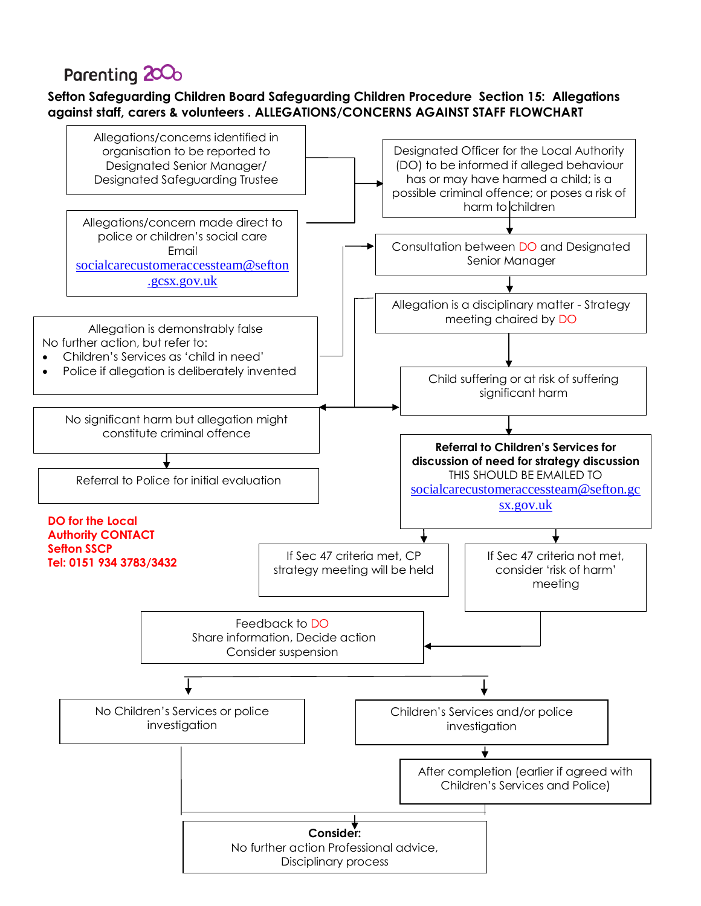Parenting 2000

**Sefton Safeguarding Children Board Safeguarding Children Procedure Section 15: Allegations against staff, carers & volunteers . ALLEGATIONS/CONCERNS AGAINST STAFF FLOWCHART**

Allegations/concerns identified in organisation to be reported to Designated Senior Manager/ Designated Safeguarding Trustee

Allegations/concern made direct to police or children's social care Email socialcarecustomeraccessteam@sefton.gcsx.gov.uk

Designated Officer for the Local Authority (DO) to be informed if alleged behaviour has or may have harmed a child; is a possible criminal offence; or poses a risk of harm to children

Consultation between DO and Designated Senior Manager

Allegation is a disciplinary matter - Strategy meeting chaired by DO

Allegation is demonstrably false
No further action, but refer to:

- Children's Services as 'child in need'
- Police if allegation is deliberately invented

Child suffering or at risk of suffering significant harm

No significant harm but allegation might constitute criminal offence

Referral to Police for initial evaluation

**Referral to Children's Services for discussion of need for strategy discussion**
THIS SHOULD BE EMAILED TO socialcarecustomeraccessteam@sefton.gcsx.gov.uk

**DO for the Local Authority CONTACT Sefton SSCP Tel: 0151 934 3783/3432**

If Sec 47 criteria met, CP strategy meeting will be held

If Sec 47 criteria not met, consider 'risk of harm' meeting

Feedback to DO
Share information, Decide action
Consider suspension

No Children's Services or police investigation

Children's Services and/or police investigation

After completion (earlier if agreed with Children's Services and Police)

**Consider:**
No further action Professional advice, Disciplinary process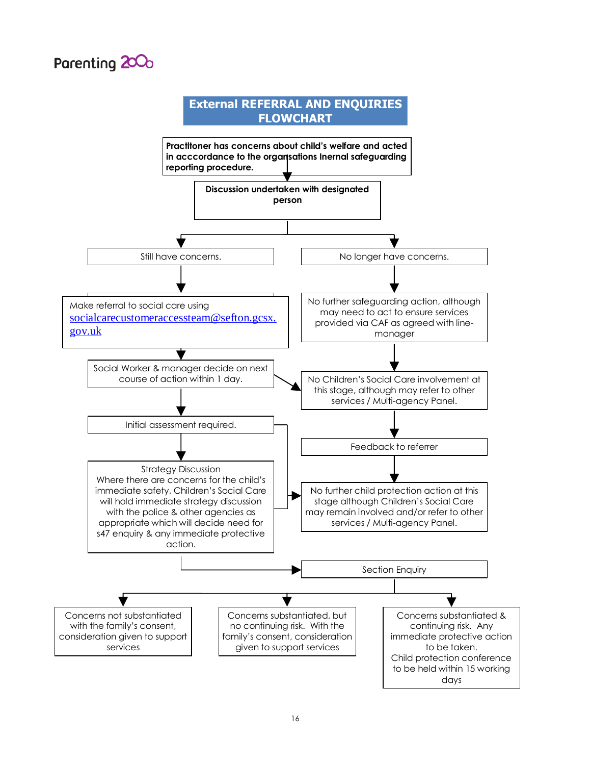Parenting 2000

# External REFERRAL AND ENQUIRIES FLOWCHART

**Practitoner has concerns about child's welfare and acted in acccordance to the organsations Inernal safeguarding reporting procedure.**

↓

**Discussion undertaken with designated person**

↓

- **Still have concerns.**
  - ↓ Make referral to social care using socialcarecustomeraccessteam@sefton.gcsx.gov.uk
  - ↓ Social Worker & manager decide on next course of action within 1 day.
    - → No Children's Social Care involvement at this stage, although may refer to other services / Multi-agency Panel.
  - ↓ Initial assessment required.
    - → No further child protection action at this stage although Children's Social Care may remain involved and/or refer to other services / Multi-agency Panel.
  - ↓ Strategy Discussion
    Where there are concerns for the child's immediate safety, Children's Social Care will hold immediate strategy discussion with the police & other agencies as appropriate which will decide need for s47 enquiry & any immediate protective action.
  - → Section Enquiry

- **No longer have concerns.**
  - ↓ No further safeguarding action, although may need to act to ensure services provided via CAF as agreed with line-manager
  - ↓ No Children's Social Care involvement at this stage, although may refer to other services / Multi-agency Panel.
  - ↓ Feedback to referrer
  - ↓ No further child protection action at this stage although Children's Social Care may remain involved and/or refer to other services / Multi-agency Panel.

**Section Enquiry** outcomes:

- Concerns not substantiated with the family's consent, consideration given to support services
- Concerns substantiated, but no continuing risk. With the family's consent, consideration given to support services
- Concerns substantiated & continuing risk. Any immediate protective action to be taken. Child protection conference to be held within 15 working days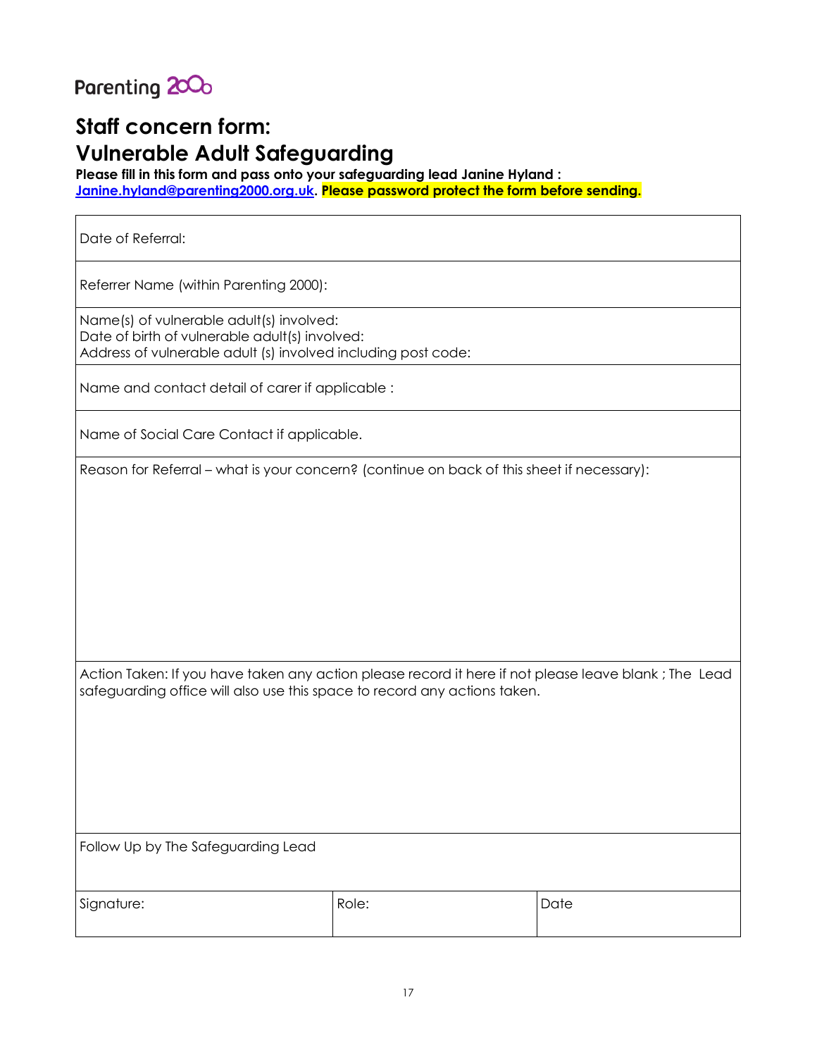Parenting 2000

# Staff concern form:
# Vulnerable Adult Safeguarding

**Please fill in this form and pass onto your safeguarding lead Janine Hyland : Janine.hyland@parenting2000.org.uk. Please password protect the form before sending.**

| | | |
|---|---|---|
| Date of Referral: | | |
| Referrer Name (within Parenting 2000): | | |
| Name(s) of vulnerable adult(s) involved:<br>Date of birth of vulnerable adult(s) involved:<br>Address of vulnerable adult (s) involved including post code: | | |
| Name and contact detail of carer if applicable : | | |
| Name of Social Care Contact if applicable. | | |
| Reason for Referral – what is your concern? (continue on back of this sheet if necessary): | | |
| Action Taken: If you have taken any action please record it here if not please leave blank ; The Lead safeguarding office will also use this space to record any actions taken. | | |
| Follow Up by The Safeguarding Lead | | |
| Signature: | Role: | Date |